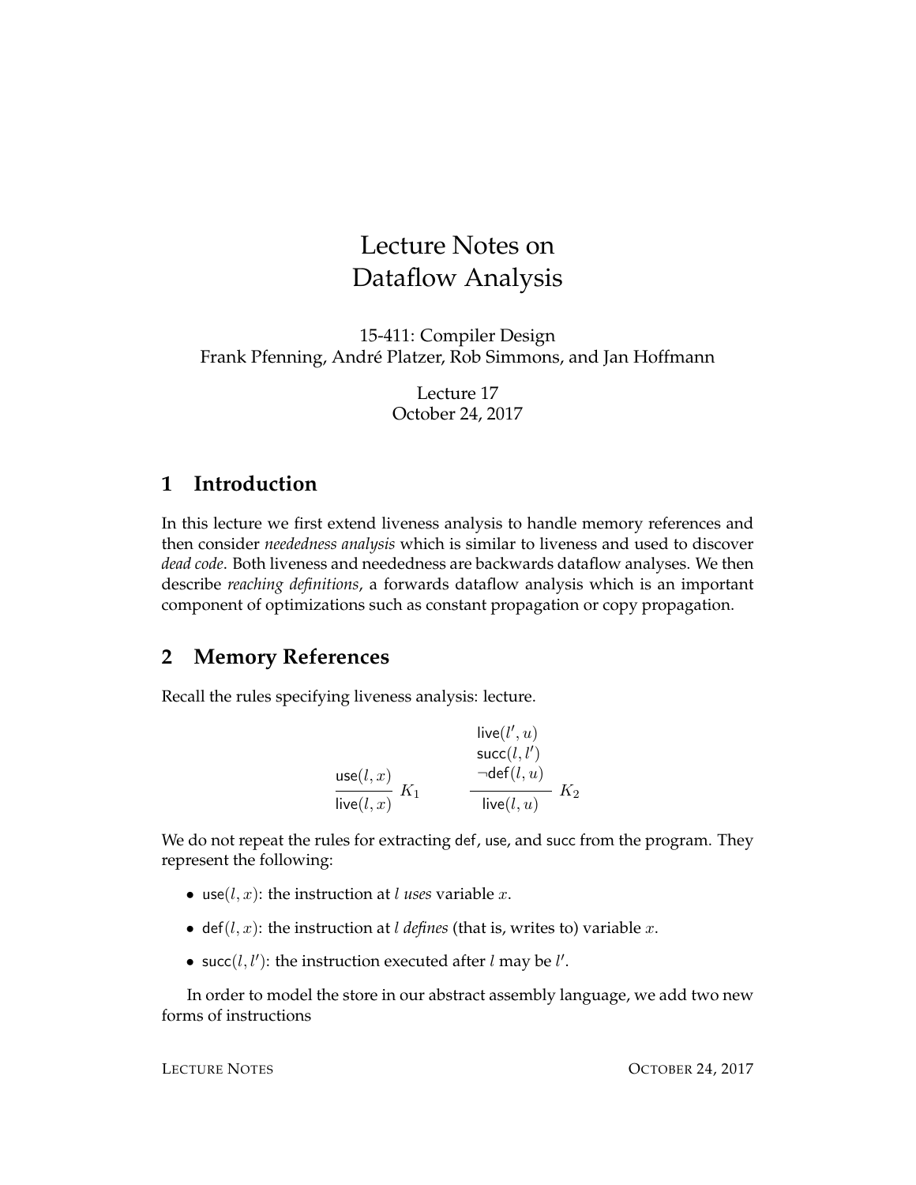# Lecture Notes on Dataflow Analysis

15-411: Compiler Design
Frank Pfenning, André Platzer, Rob Simmons, and Jan Hoffmann

Lecture 17
October 24, 2017

## 1 Introduction

In this lecture we first extend liveness analysis to handle memory references and then consider *neededness analysis* which is similar to liveness and used to discover *dead code*. Both liveness and neededness are backwards dataflow analyses. We then describe *reaching definitions*, a forwards dataflow analysis which is an important component of optimizations such as constant propagation or copy propagation.

## 2 Memory References

Recall the rules specifying liveness analysis: lecture.

$$\frac{\mathsf{use}(l, x)}{\mathsf{live}(l, x)}\ K_1 \qquad \frac{\begin{array}{c}\mathsf{live}(l', u)\\ \mathsf{succ}(l, l')\\ \neg\mathsf{def}(l, u)\end{array}}{\mathsf{live}(l, u)}\ K_2$$

We do not repeat the rules for extracting def, use, and succ from the program. They represent the following:

- $\mathsf{use}(l, x)$: the instruction at $l$ *uses* variable $x$.
- $\mathsf{def}(l, x)$: the instruction at $l$ *defines* (that is, writes to) variable $x$.
- $\mathsf{succ}(l, l')$: the instruction executed after $l$ may be $l'$.

In order to model the store in our abstract assembly language, we add two new forms of instructions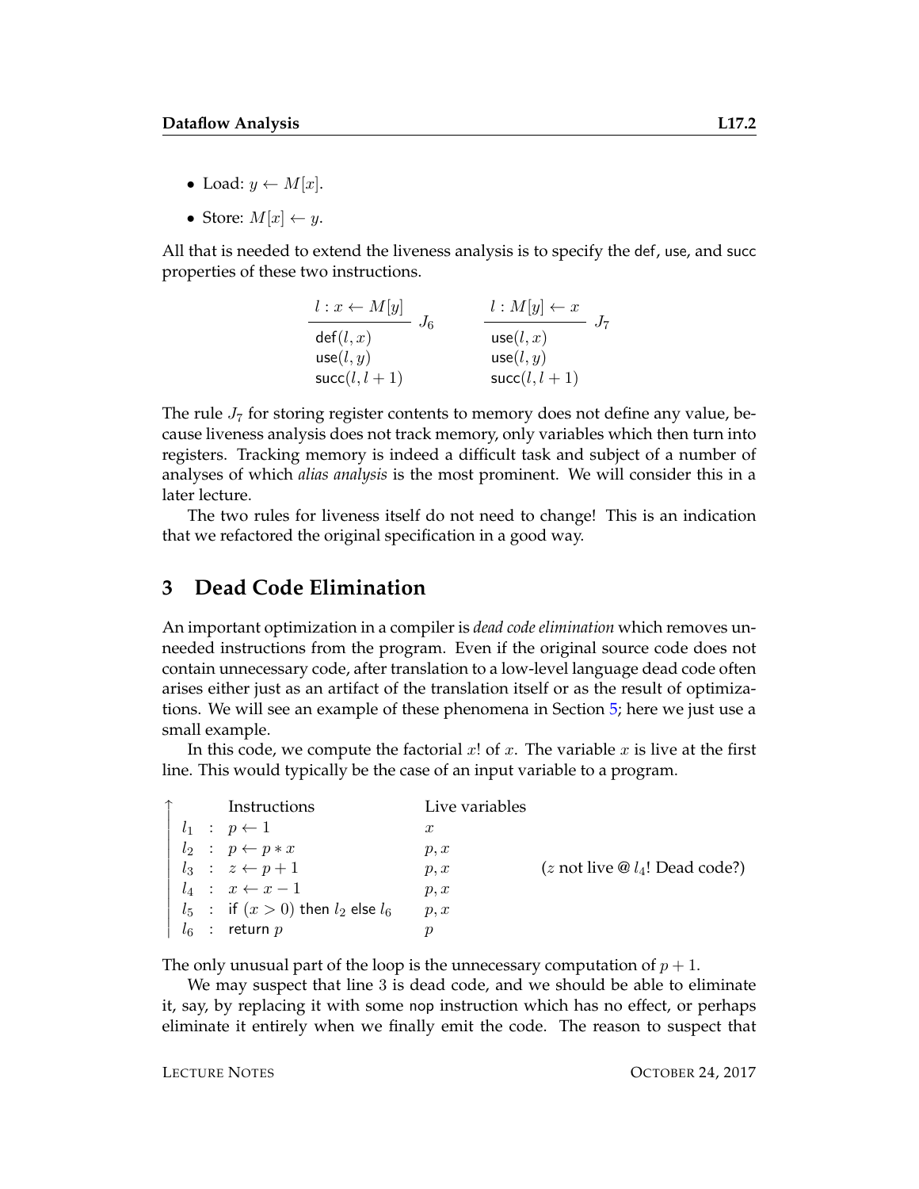- Load: $y \leftarrow M[x]$.
- Store: $M[x] \leftarrow y$.

All that is needed to extend the liveness analysis is to specify the def, use, and succ properties of these two instructions.

$$
\frac{l : x \leftarrow M[y]}{\begin{array}{l}\mathsf{def}(l, x) \\ \mathsf{use}(l, y) \\ \mathsf{succ}(l, l+1)\end{array}} J_6 \qquad\qquad \frac{l : M[y] \leftarrow x}{\begin{array}{l}\mathsf{use}(l, x) \\ \mathsf{use}(l, y) \\ \mathsf{succ}(l, l+1)\end{array}} J_7
$$

The rule $J_7$ for storing register contents to memory does not define any value, because liveness analysis does not track memory, only variables which then turn into registers. Tracking memory is indeed a difficult task and subject of a number of analyses of which *alias analysis* is the most prominent. We will consider this in a later lecture.

The two rules for liveness itself do not need to change! This is an indication that we refactored the original specification in a good way.

## 3 Dead Code Elimination

An important optimization in a compiler is *dead code elimination* which removes unneeded instructions from the program. Even if the original source code does not contain unnecessary code, after translation to a low-level language dead code often arises either just as an artifact of the translation itself or as the result of optimizations. We will see an example of these phenomena in Section 5; here we just use a small example.

In this code, we compute the factorial $x!$ of $x$. The variable $x$ is live at the first line. This would typically be the case of an input variable to a program.

| ↑ | Instructions | Live variables | |
|---|---|---|---|
| | $l_1$ : $p \leftarrow 1$ | $x$ | |
| | $l_2$ : $p \leftarrow p * x$ | $p, x$ | |
| | $l_3$ : $z \leftarrow p + 1$ | $p, x$ | ($z$ not live @ $l_4$! Dead code?) |
| | $l_4$ : $x \leftarrow x - 1$ | $p, x$ | |
| | $l_5$ : if $(x > 0)$ then $l_2$ else $l_6$ | $p, x$ | |
| | $l_6$ : return $p$ | $p$ | |

The only unusual part of the loop is the unnecessary computation of $p + 1$.

We may suspect that line 3 is dead code, and we should be able to eliminate it, say, by replacing it with some nop instruction which has no effect, or perhaps eliminate it entirely when we finally emit the code. The reason to suspect that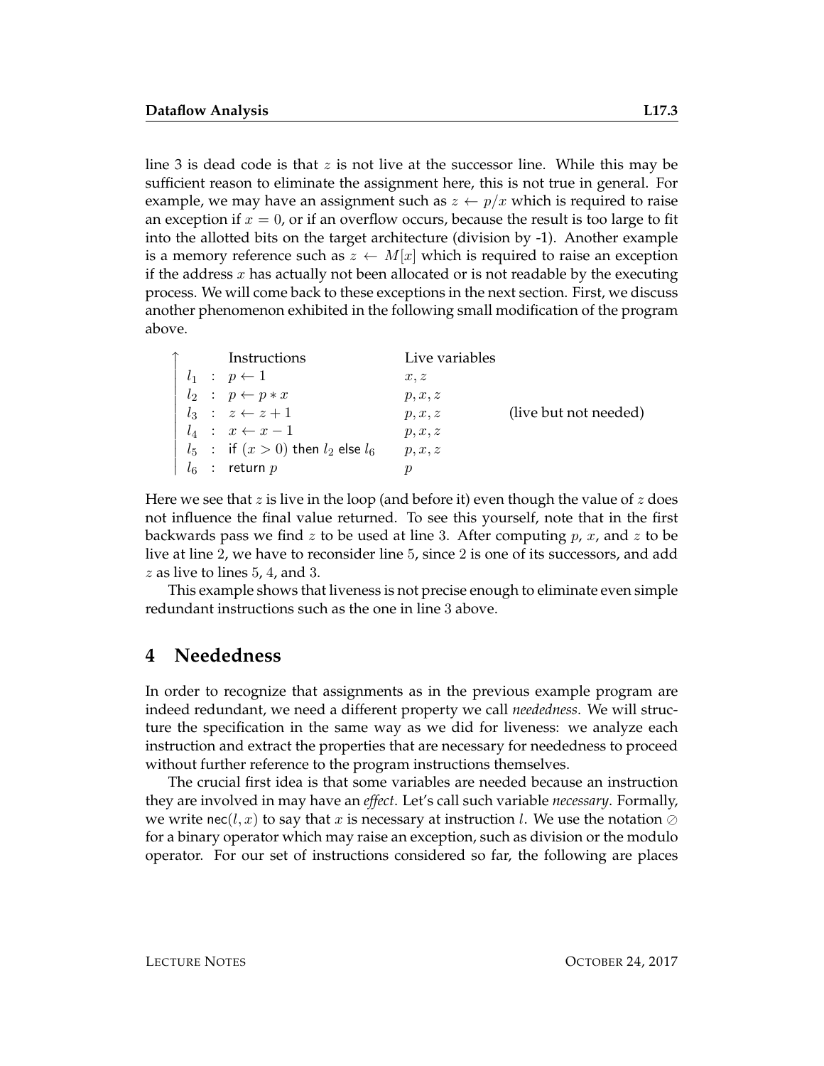line 3 is dead code is that $z$ is not live at the successor line. While this may be sufficient reason to eliminate the assignment here, this is not true in general. For example, we may have an assignment such as $z \leftarrow p/x$ which is required to raise an exception if $x = 0$, or if an overflow occurs, because the result is too large to fit into the allotted bits on the target architecture (division by -1). Another example is a memory reference such as $z \leftarrow M[x]$ which is required to raise an exception if the address $x$ has actually not been allocated or is not readable by the executing process. We will come back to these exceptions in the next section. First, we discuss another phenomenon exhibited in the following small modification of the program above.

| ↑ | Instructions | Live variables | |
|---|---|---|---|
| $l_1$ | : $p \leftarrow 1$ | $x, z$ | |
| $l_2$ | : $p \leftarrow p * x$ | $p, x, z$ | |
| $l_3$ | : $z \leftarrow z + 1$ | $p, x, z$ | (live but not needed) |
| $l_4$ | : $x \leftarrow x - 1$ | $p, x, z$ | |
| $l_5$ | : if $(x > 0)$ then $l_2$ else $l_6$ | $p, x, z$ | |
| $l_6$ | : return $p$ | $p$ | |

Here we see that $z$ is live in the loop (and before it) even though the value of $z$ does not influence the final value returned. To see this yourself, note that in the first backwards pass we find $z$ to be used at line 3. After computing $p$, $x$, and $z$ to be live at line 2, we have to reconsider line 5, since 2 is one of its successors, and add $z$ as live to lines 5, 4, and 3.

This example shows that liveness is not precise enough to eliminate even simple redundant instructions such as the one in line 3 above.

## 4 Neededness

In order to recognize that assignments as in the previous example program are indeed redundant, we need a different property we call *neededness*. We will structure the specification in the same way as we did for liveness: we analyze each instruction and extract the properties that are necessary for neededness to proceed without further reference to the program instructions themselves.

The crucial first idea is that some variables are needed because an instruction they are involved in may have an *effect*. Let's call such variable *necessary*. Formally, we write $\mathsf{nec}(l, x)$ to say that $x$ is necessary at instruction $l$. We use the notation $\oslash$ for a binary operator which may raise an exception, such as division or the modulo operator. For our set of instructions considered so far, the following are places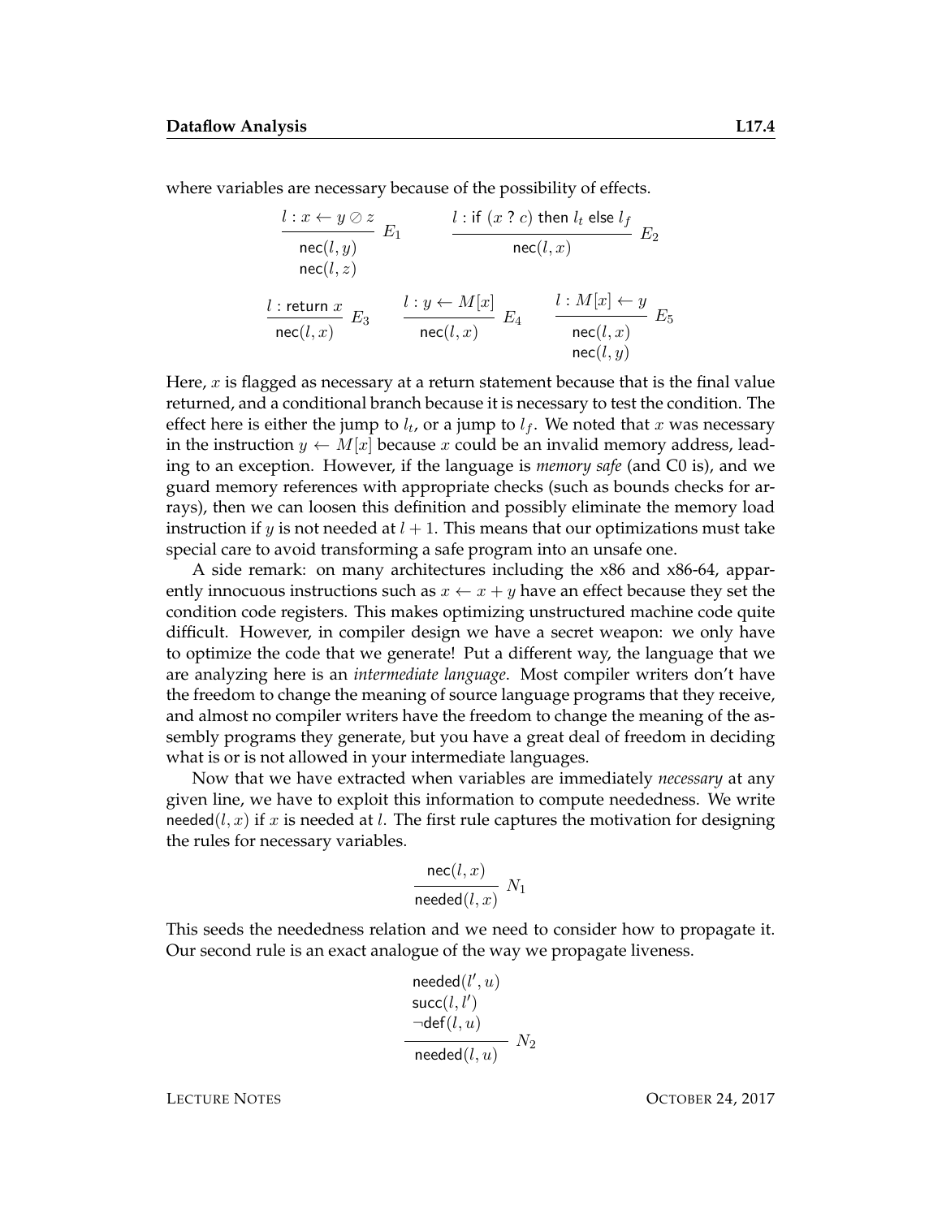where variables are necessary because of the possibility of effects.

$$\frac{l : x \leftarrow y \oslash z}{\begin{array}{c}\mathsf{nec}(l, y)\\ \mathsf{nec}(l, z)\end{array}}\ E_1 \qquad \frac{l : \mathsf{if}\ (x\ ?\ c)\ \mathsf{then}\ l_t\ \mathsf{else}\ l_f}{\mathsf{nec}(l, x)}\ E_2$$

$$\frac{l : \mathsf{return}\ x}{\mathsf{nec}(l, x)}\ E_3 \qquad \frac{l : y \leftarrow M[x]}{\mathsf{nec}(l, x)}\ E_4 \qquad \frac{l : M[x] \leftarrow y}{\begin{array}{c}\mathsf{nec}(l, x)\\ \mathsf{nec}(l, y)\end{array}}\ E_5$$

Here, $x$ is flagged as necessary at a return statement because that is the final value returned, and a conditional branch because it is necessary to test the condition. The effect here is either the jump to $l_t$, or a jump to $l_f$. We noted that $x$ was necessary in the instruction $y \leftarrow M[x]$ because $x$ could be an invalid memory address, leading to an exception. However, if the language is *memory safe* (and C0 is), and we guard memory references with appropriate checks (such as bounds checks for arrays), then we can loosen this definition and possibly eliminate the memory load instruction if $y$ is not needed at $l + 1$. This means that our optimizations must take special care to avoid transforming a safe program into an unsafe one.

A side remark: on many architectures including the x86 and x86-64, apparently innocuous instructions such as $x \leftarrow x + y$ have an effect because they set the condition code registers. This makes optimizing unstructured machine code quite difficult. However, in compiler design we have a secret weapon: we only have to optimize the code that we generate! Put a different way, the language that we are analyzing here is an *intermediate language*. Most compiler writers don't have the freedom to change the meaning of source language programs that they receive, and almost no compiler writers have the freedom to change the meaning of the assembly programs they generate, but you have a great deal of freedom in deciding what is or is not allowed in your intermediate languages.

Now that we have extracted when variables are immediately *necessary* at any given line, we have to exploit this information to compute neededness. We write $\mathsf{needed}(l, x)$ if $x$ is needed at $l$. The first rule captures the motivation for designing the rules for necessary variables.

$$\frac{\mathsf{nec}(l, x)}{\mathsf{needed}(l, x)}\ N_1$$

This seeds the neededness relation and we need to consider how to propagate it. Our second rule is an exact analogue of the way we propagate liveness.

$$\frac{\begin{array}{l}\mathsf{needed}(l', u)\\ \mathsf{succ}(l, l')\\ \neg\mathsf{def}(l, u)\end{array}}{\mathsf{needed}(l, u)}\ N_2$$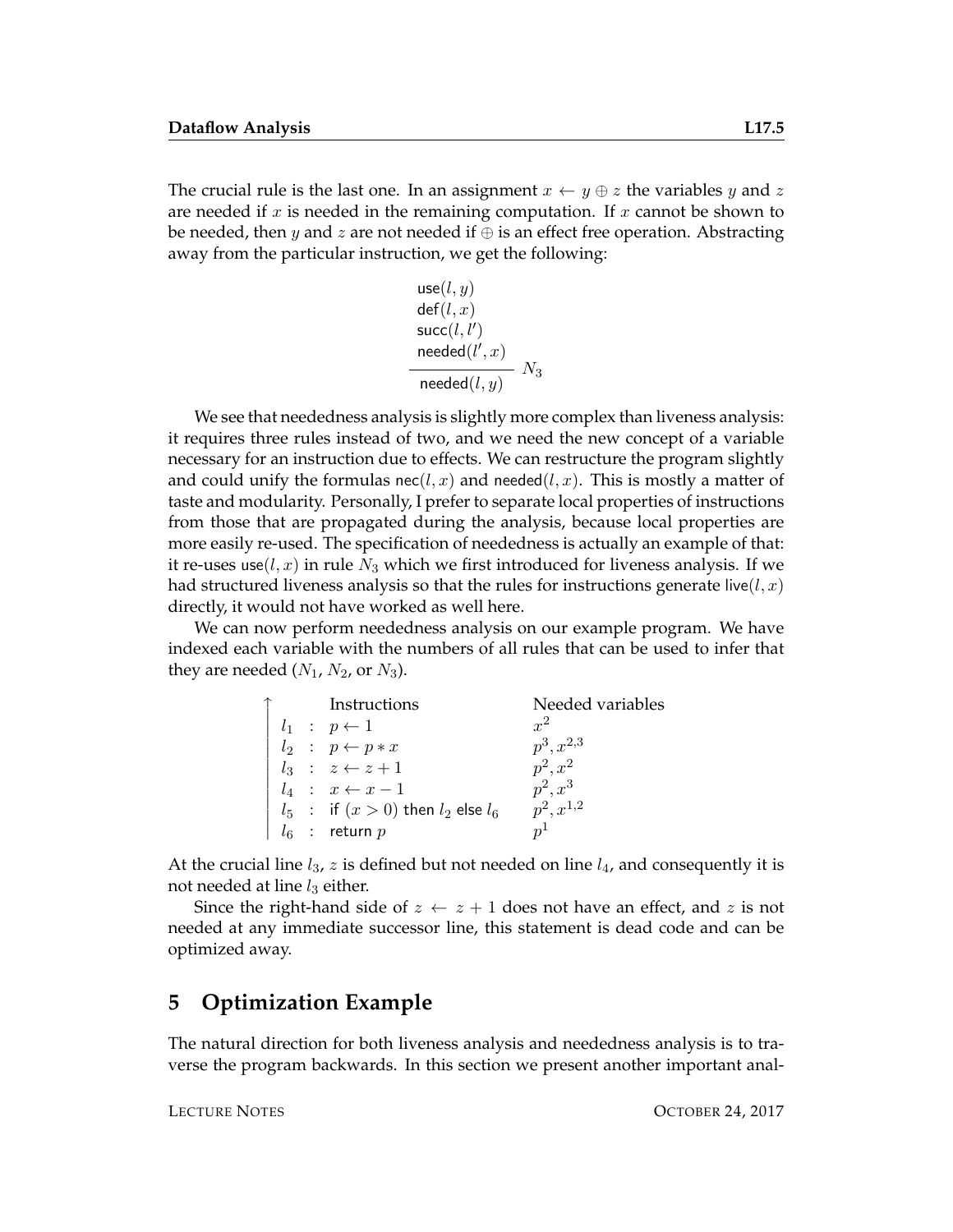The crucial rule is the last one. In an assignment $x \leftarrow y \oplus z$ the variables $y$ and $z$ are needed if $x$ is needed in the remaining computation. If $x$ cannot be shown to be needed, then $y$ and $z$ are not needed if $\oplus$ is an effect free operation. Abstracting away from the particular instruction, we get the following:

$$\frac{\begin{array}{l}\mathsf{use}(l, y) \\ \mathsf{def}(l, x) \\ \mathsf{succ}(l, l') \\ \mathsf{needed}(l', x)\end{array}}{\mathsf{needed}(l, y)}\ N_3$$

We see that neededness analysis is slightly more complex than liveness analysis: it requires three rules instead of two, and we need the new concept of a variable necessary for an instruction due to effects. We can restructure the program slightly and could unify the formulas $\mathsf{nec}(l, x)$ and $\mathsf{needed}(l, x)$. This is mostly a matter of taste and modularity. Personally, I prefer to separate local properties of instructions from those that are propagated during the analysis, because local properties are more easily re-used. The specification of neededness is actually an example of that: it re-uses $\mathsf{use}(l, x)$ in rule $N_3$ which we first introduced for liveness analysis. If we had structured liveness analysis so that the rules for instructions generate $\mathsf{live}(l, x)$ directly, it would not have worked as well here.

We can now perform neededness analysis on our example program. We have indexed each variable with the numbers of all rules that can be used to infer that they are needed ($N_1$, $N_2$, or $N_3$).

| ↑ | Instructions | Needed variables |
|---|---|---|
| $l_1$ | $p \leftarrow 1$ | $x^2$ |
| $l_2$ | $p \leftarrow p * x$ | $p^3, x^{2,3}$ |
| $l_3$ | $z \leftarrow z + 1$ | $p^2, x^2$ |
| $l_4$ | $x \leftarrow x - 1$ | $p^2, x^3$ |
| $l_5$ | if $(x > 0)$ then $l_2$ else $l_6$ | $p^2, x^{1,2}$ |
| $l_6$ | return $p$ | $p^1$ |

At the crucial line $l_3$, $z$ is defined but not needed on line $l_4$, and consequently it is not needed at line $l_3$ either.

Since the right-hand side of $z \leftarrow z + 1$ does not have an effect, and $z$ is not needed at any immediate successor line, this statement is dead code and can be optimized away.

## 5 Optimization Example

The natural direction for both liveness analysis and neededness analysis is to traverse the program backwards. In this section we present another important anal-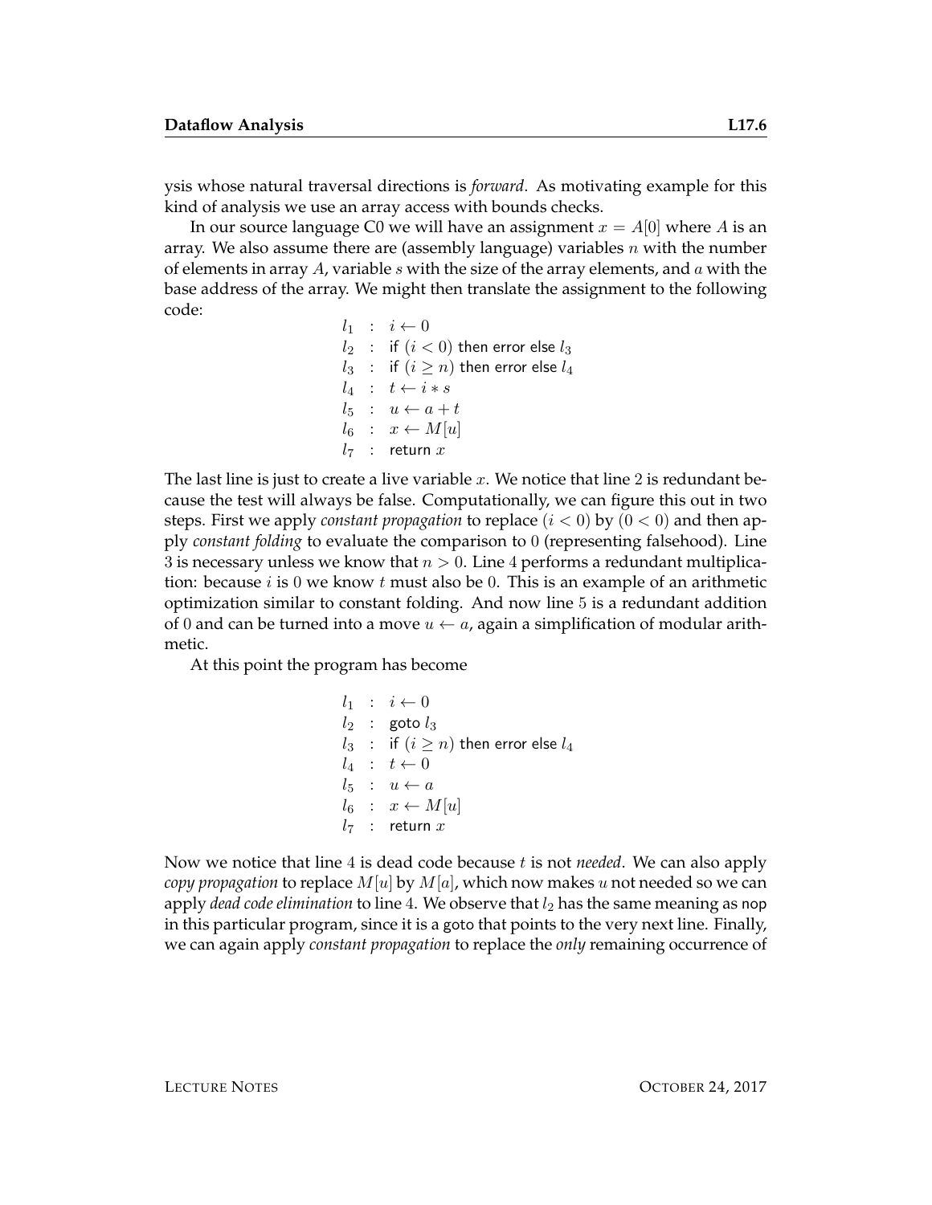ysis whose natural traversal directions is *forward*. As motivating example for this kind of analysis we use an array access with bounds checks.

In our source language C0 we will have an assignment $x = A[0]$ where $A$ is an array. We also assume there are (assembly language) variables $n$ with the number of elements in array $A$, variable $s$ with the size of the array elements, and $a$ with the base address of the array. We might then translate the assignment to the following code:

$$
\begin{array}{lcl}
l_1 & : & i \leftarrow 0 \\
l_2 & : & \text{if } (i < 0) \text{ then error else } l_3 \\
l_3 & : & \text{if } (i \geq n) \text{ then error else } l_4 \\
l_4 & : & t \leftarrow i * s \\
l_5 & : & u \leftarrow a + t \\
l_6 & : & x \leftarrow M[u] \\
l_7 & : & \text{return } x
\end{array}
$$

The last line is just to create a live variable $x$. We notice that line 2 is redundant because the test will always be false. Computationally, we can figure this out in two steps. First we apply *constant propagation* to replace $(i < 0)$ by $(0 < 0)$ and then apply *constant folding* to evaluate the comparison to 0 (representing falsehood). Line 3 is necessary unless we know that $n > 0$. Line 4 performs a redundant multiplication: because $i$ is 0 we know $t$ must also be 0. This is an example of an arithmetic optimization similar to constant folding. And now line 5 is a redundant addition of 0 and can be turned into a move $u \leftarrow a$, again a simplification of modular arithmetic.

At this point the program has become

$$
\begin{array}{lcl}
l_1 & : & i \leftarrow 0 \\
l_2 & : & \text{goto } l_3 \\
l_3 & : & \text{if } (i \geq n) \text{ then error else } l_4 \\
l_4 & : & t \leftarrow 0 \\
l_5 & : & u \leftarrow a \\
l_6 & : & x \leftarrow M[u] \\
l_7 & : & \text{return } x
\end{array}
$$

Now we notice that line 4 is dead code because $t$ is not *needed*. We can also apply *copy propagation* to replace $M[u]$ by $M[a]$, which now makes $u$ not needed so we can apply *dead code elimination* to line 4. We observe that $l_2$ has the same meaning as nop in this particular program, since it is a goto that points to the very next line. Finally, we can again apply *constant propagation* to replace the *only* remaining occurrence of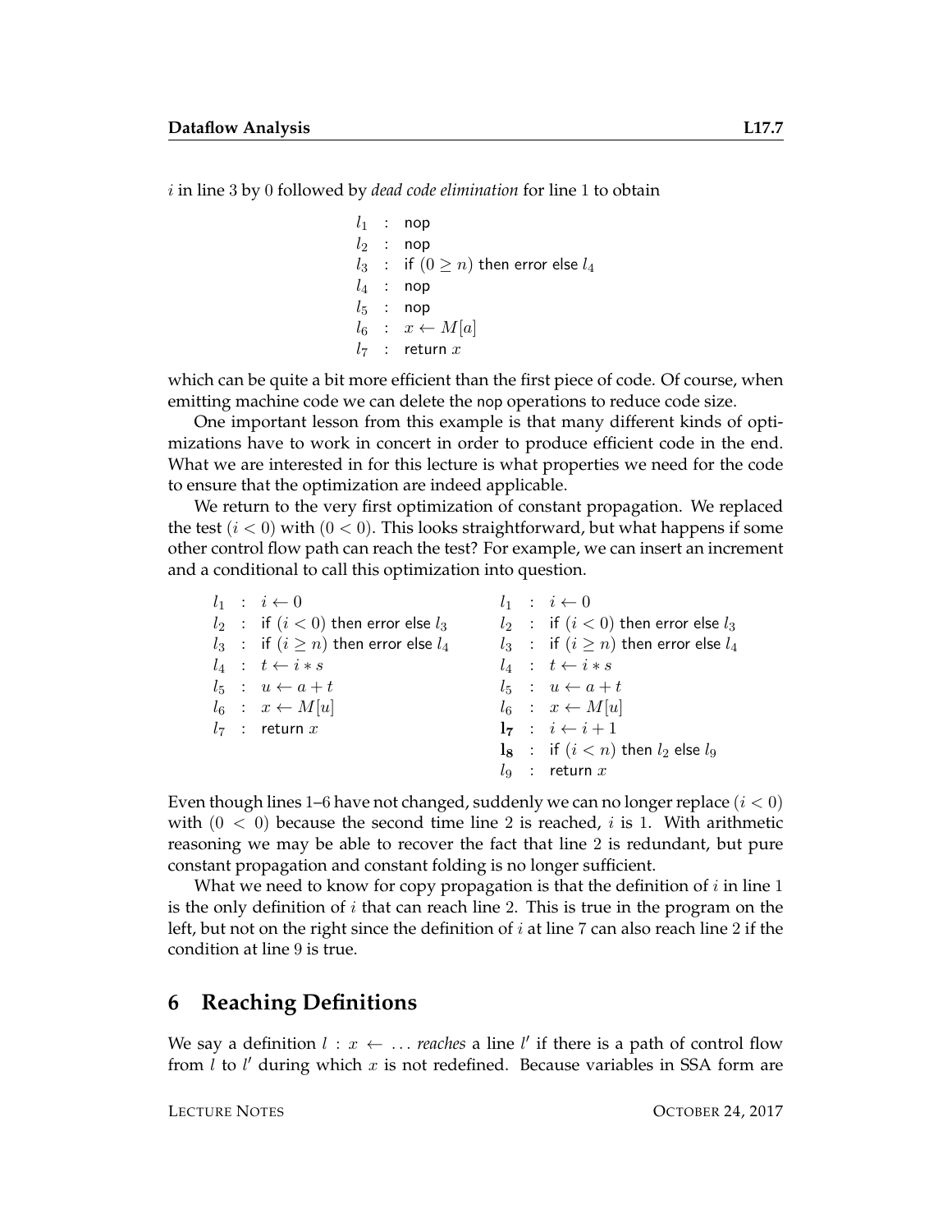$i$ in line 3 by 0 followed by *dead code elimination* for line 1 to obtain

$$
\begin{array}{lcl}
l_1 & : & \mathsf{nop} \\
l_2 & : & \mathsf{nop} \\
l_3 & : & \mathsf{if}\ (0 \geq n)\ \mathsf{then\ error\ else}\ l_4 \\
l_4 & : & \mathsf{nop} \\
l_5 & : & \mathsf{nop} \\
l_6 & : & x \leftarrow M[a] \\
l_7 & : & \mathsf{return}\ x
\end{array}
$$

which can be quite a bit more efficient than the first piece of code. Of course, when emitting machine code we can delete the nop operations to reduce code size.

One important lesson from this example is that many different kinds of optimizations have to work in concert in order to produce efficient code in the end. What we are interested in for this lecture is what properties we need for the code to ensure that the optimization are indeed applicable.

We return to the very first optimization of constant propagation. We replaced the test $(i < 0)$ with $(0 < 0)$. This looks straightforward, but what happens if some other control flow path can reach the test? For example, we can insert an increment and a conditional to call this optimization into question.

$$
\begin{array}{lcl}
l_1 & : & i \leftarrow 0 \\
l_2 & : & \mathsf{if}\ (i < 0)\ \mathsf{then\ error\ else}\ l_3 \\
l_3 & : & \mathsf{if}\ (i \geq n)\ \mathsf{then\ error\ else}\ l_4 \\
l_4 & : & t \leftarrow i * s \\
l_5 & : & u \leftarrow a + t \\
l_6 & : & x \leftarrow M[u] \\
l_7 & : & \mathsf{return}\ x
\end{array}
\qquad
\begin{array}{lcl}
l_1 & : & i \leftarrow 0 \\
l_2 & : & \mathsf{if}\ (i < 0)\ \mathsf{then\ error\ else}\ l_3 \\
l_3 & : & \mathsf{if}\ (i \geq n)\ \mathsf{then\ error\ else}\ l_4 \\
l_4 & : & t \leftarrow i * s \\
l_5 & : & u \leftarrow a + t \\
l_6 & : & x \leftarrow M[u] \\
\mathbf{l_7} & : & i \leftarrow i + 1 \\
\mathbf{l_8} & : & \mathsf{if}\ (i < n)\ \mathsf{then}\ l_2\ \mathsf{else}\ l_9 \\
l_9 & : & \mathsf{return}\ x
\end{array}
$$

Even though lines 1–6 have not changed, suddenly we can no longer replace $(i < 0)$ with $(0 < 0)$ because the second time line 2 is reached, $i$ is 1. With arithmetic reasoning we may be able to recover the fact that line 2 is redundant, but pure constant propagation and constant folding is no longer sufficient.

What we need to know for copy propagation is that the definition of $i$ in line 1 is the only definition of $i$ that can reach line 2. This is true in the program on the left, but not on the right since the definition of $i$ at line 7 can also reach line 2 if the condition at line 9 is true.

## 6 Reaching Definitions

We say a definition $l : x \leftarrow \ldots$ *reaches* a line $l'$ if there is a path of control flow from $l$ to $l'$ during which $x$ is not redefined. Because variables in SSA form are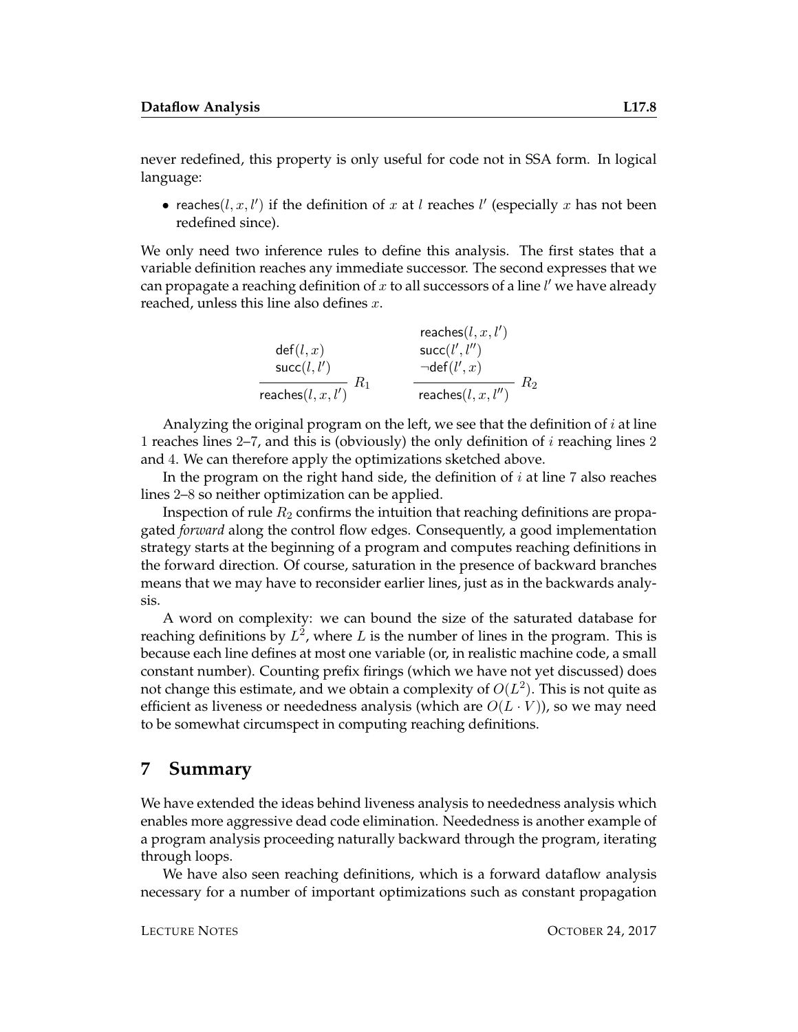never redefined, this property is only useful for code not in SSA form. In logical language:

- $\mathsf{reaches}(l, x, l')$ if the definition of $x$ at $l$ reaches $l'$ (especially $x$ has not been redefined since).

We only need two inference rules to define this analysis. The first states that a variable definition reaches any immediate successor. The second expresses that we can propagate a reaching definition of $x$ to all successors of a line $l'$ we have already reached, unless this line also defines $x$.

$$\frac{\begin{array}{l}\mathsf{def}(l, x)\\ \mathsf{succ}(l, l')\end{array}}{\mathsf{reaches}(l, x, l')}\ R_1 \qquad\qquad \frac{\begin{array}{l}\mathsf{reaches}(l, x, l')\\ \mathsf{succ}(l', l'')\\ \neg\mathsf{def}(l', x)\end{array}}{\mathsf{reaches}(l, x, l'')}\ R_2$$

Analyzing the original program on the left, we see that the definition of $i$ at line 1 reaches lines 2–7, and this is (obviously) the only definition of $i$ reaching lines 2 and 4. We can therefore apply the optimizations sketched above.

In the program on the right hand side, the definition of $i$ at line 7 also reaches lines 2–8 so neither optimization can be applied.

Inspection of rule $R_2$ confirms the intuition that reaching definitions are propagated *forward* along the control flow edges. Consequently, a good implementation strategy starts at the beginning of a program and computes reaching definitions in the forward direction. Of course, saturation in the presence of backward branches means that we may have to reconsider earlier lines, just as in the backwards analysis.

A word on complexity: we can bound the size of the saturated database for reaching definitions by $L^2$, where $L$ is the number of lines in the program. This is because each line defines at most one variable (or, in realistic machine code, a small constant number). Counting prefix firings (which we have not yet discussed) does not change this estimate, and we obtain a complexity of $O(L^2)$. This is not quite as efficient as liveness or neededness analysis (which are $O(L \cdot V)$), so we may need to be somewhat circumspect in computing reaching definitions.

## 7 Summary

We have extended the ideas behind liveness analysis to neededness analysis which enables more aggressive dead code elimination. Neededness is another example of a program analysis proceeding naturally backward through the program, iterating through loops.

We have also seen reaching definitions, which is a forward dataflow analysis necessary for a number of important optimizations such as constant propagation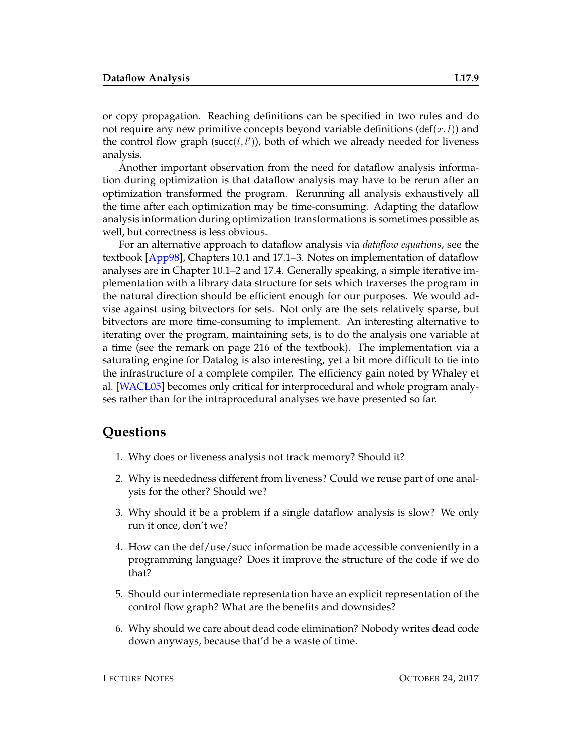or copy propagation. Reaching definitions can be specified in two rules and do not require any new primitive concepts beyond variable definitions ($\mathsf{def}(x, l)$) and the control flow graph ($\mathsf{succ}(l, l')$), both of which we already needed for liveness analysis.

Another important observation from the need for dataflow analysis information during optimization is that dataflow analysis may have to be rerun after an optimization transformed the program. Rerunning all analysis exhaustively all the time after each optimization may be time-consuming. Adapting the dataflow analysis information during optimization transformations is sometimes possible as well, but correctness is less obvious.

For an alternative approach to dataflow analysis via *dataflow equations*, see the textbook [App98], Chapters 10.1 and 17.1–3. Notes on implementation of dataflow analyses are in Chapter 10.1–2 and 17.4. Generally speaking, a simple iterative implementation with a library data structure for sets which traverses the program in the natural direction should be efficient enough for our purposes. We would advise against using bitvectors for sets. Not only are the sets relatively sparse, but bitvectors are more time-consuming to implement. An interesting alternative to iterating over the program, maintaining sets, is to do the analysis one variable at a time (see the remark on page 216 of the textbook). The implementation via a saturating engine for Datalog is also interesting, yet a bit more difficult to tie into the infrastructure of a complete compiler. The efficiency gain noted by Whaley et al. [WACL05] becomes only critical for interprocedural and whole program analyses rather than for the intraprocedural analyses we have presented so far.

## Questions

1. Why does or liveness analysis not track memory? Should it?
2. Why is neededness different from liveness? Could we reuse part of one analysis for the other? Should we?
3. Why should it be a problem if a single dataflow analysis is slow? We only run it once, don't we?
4. How can the def/use/succ information be made accessible conveniently in a programming language? Does it improve the structure of the code if we do that?
5. Should our intermediate representation have an explicit representation of the control flow graph? What are the benefits and downsides?
6. Why should we care about dead code elimination? Nobody writes dead code down anyways, because that'd be a waste of time.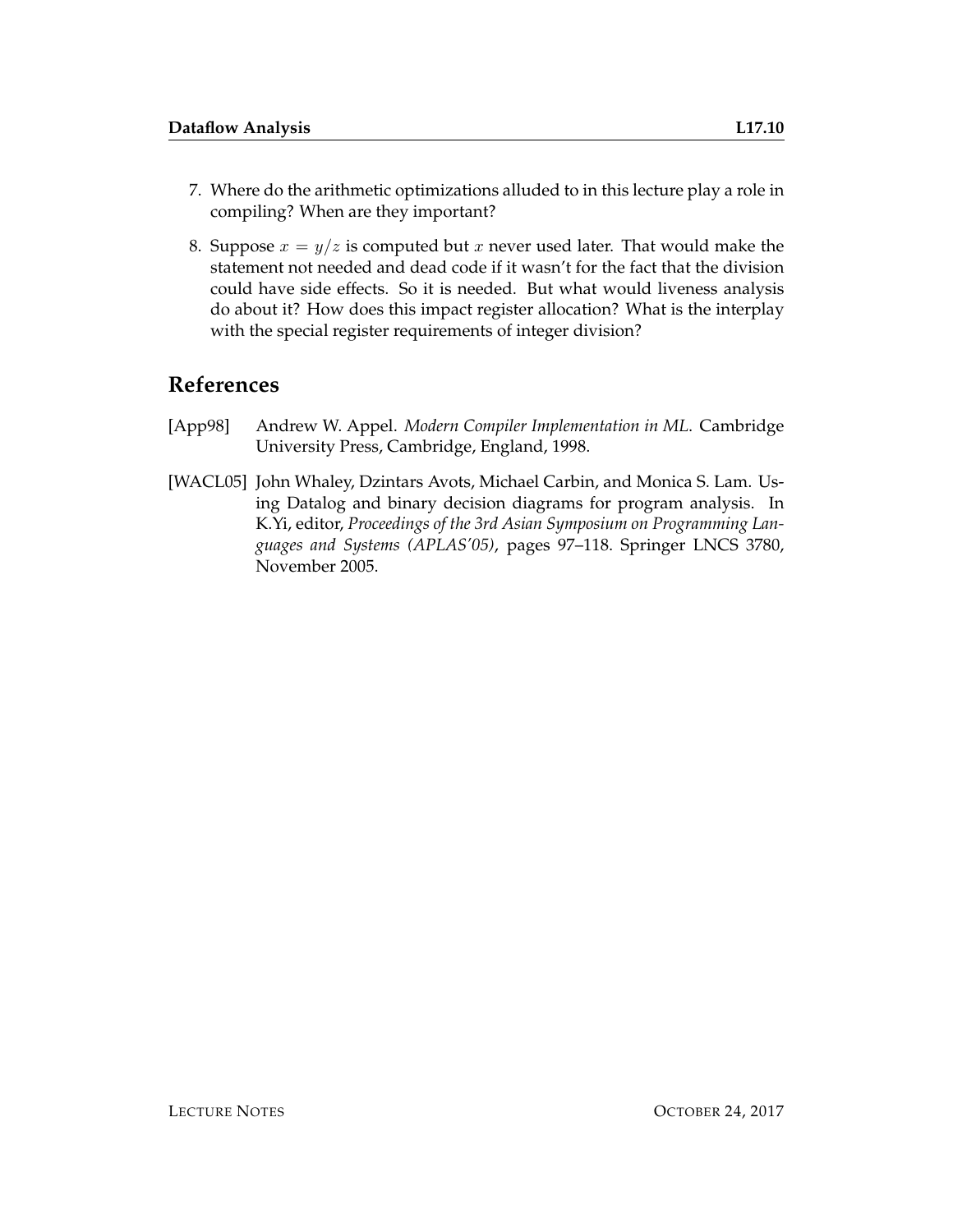7. Where do the arithmetic optimizations alluded to in this lecture play a role in compiling? When are they important?

8. Suppose $x = y/z$ is computed but $x$ never used later. That would make the statement not needed and dead code if it wasn't for the fact that the division could have side effects. So it is needed. But what would liveness analysis do about it? How does this impact register allocation? What is the interplay with the special register requirements of integer division?

## References

[App98] Andrew W. Appel. *Modern Compiler Implementation in ML*. Cambridge University Press, Cambridge, England, 1998.

[WACL05] John Whaley, Dzintars Avots, Michael Carbin, and Monica S. Lam. Using Datalog and binary decision diagrams for program analysis. In K.Yi, editor, *Proceedings of the 3rd Asian Symposium on Programming Languages and Systems (APLAS'05)*, pages 97–118. Springer LNCS 3780, November 2005.